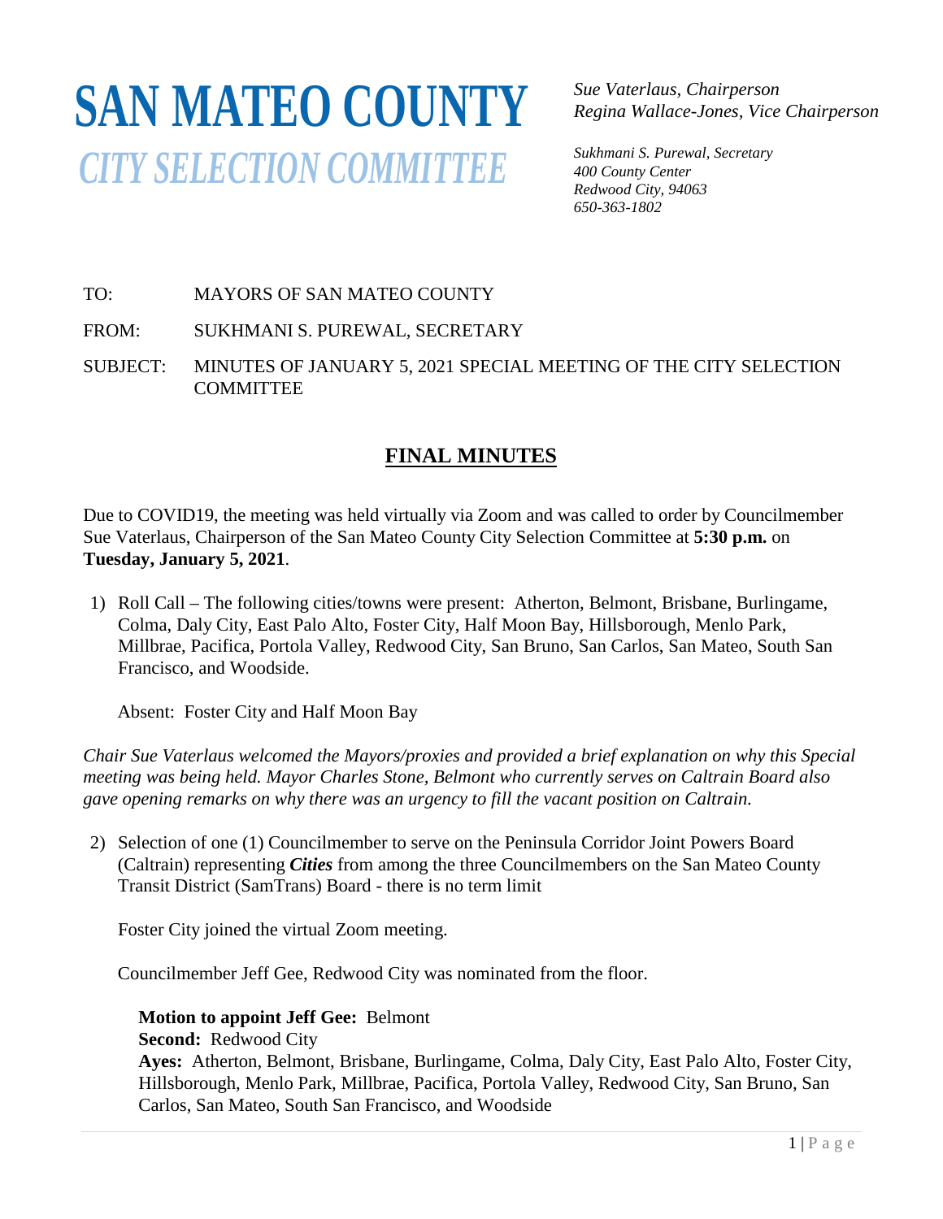# SAN MATEO COUNTY

## *CITY SELECTION COMMITTEE*

*Sue Vaterlaus, Chairperson*
*Regina Wallace-Jones, Vice Chairperson*

*Sukhmani S. Purewal, Secretary*
*400 County Center*
*Redwood City, 94063*
*650-363-1802*

TO: MAYORS OF SAN MATEO COUNTY

FROM: SUKHMANI S. PUREWAL, SECRETARY

SUBJECT: MINUTES OF JANUARY 5, 2021 SPECIAL MEETING OF THE CITY SELECTION COMMITTEE

## FINAL MINUTES

Due to COVID19, the meeting was held virtually via Zoom and was called to order by Councilmember Sue Vaterlaus, Chairperson of the San Mateo County City Selection Committee at **5:30 p.m.** on **Tuesday, January 5, 2021**.

1) Roll Call – The following cities/towns were present: Atherton, Belmont, Brisbane, Burlingame, Colma, Daly City, East Palo Alto, Foster City, Half Moon Bay, Hillsborough, Menlo Park, Millbrae, Pacifica, Portola Valley, Redwood City, San Bruno, San Carlos, San Mateo, South San Francisco, and Woodside.

   Absent: Foster City and Half Moon Bay

*Chair Sue Vaterlaus welcomed the Mayors/proxies and provided a brief explanation on why this Special meeting was being held. Mayor Charles Stone, Belmont who currently serves on Caltrain Board also gave opening remarks on why there was an urgency to fill the vacant position on Caltrain.*

2) Selection of one (1) Councilmember to serve on the Peninsula Corridor Joint Powers Board (Caltrain) representing ***Cities*** from among the three Councilmembers on the San Mateo County Transit District (SamTrans) Board - there is no term limit

   Foster City joined the virtual Zoom meeting.

   Councilmember Jeff Gee, Redwood City was nominated from the floor.

   **Motion to appoint Jeff Gee:** Belmont
   **Second:** Redwood City
   **Ayes:** Atherton, Belmont, Brisbane, Burlingame, Colma, Daly City, East Palo Alto, Foster City, Hillsborough, Menlo Park, Millbrae, Pacifica, Portola Valley, Redwood City, San Bruno, San Carlos, San Mateo, South San Francisco, and Woodside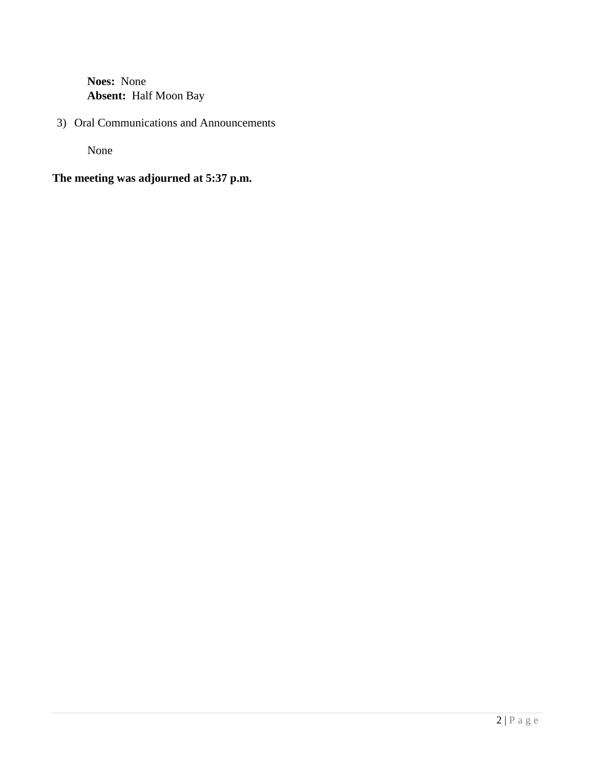**Noes:** None
**Absent:** Half Moon Bay

3) Oral Communications and Announcements

   None

**The meeting was adjourned at 5:37 p.m.**